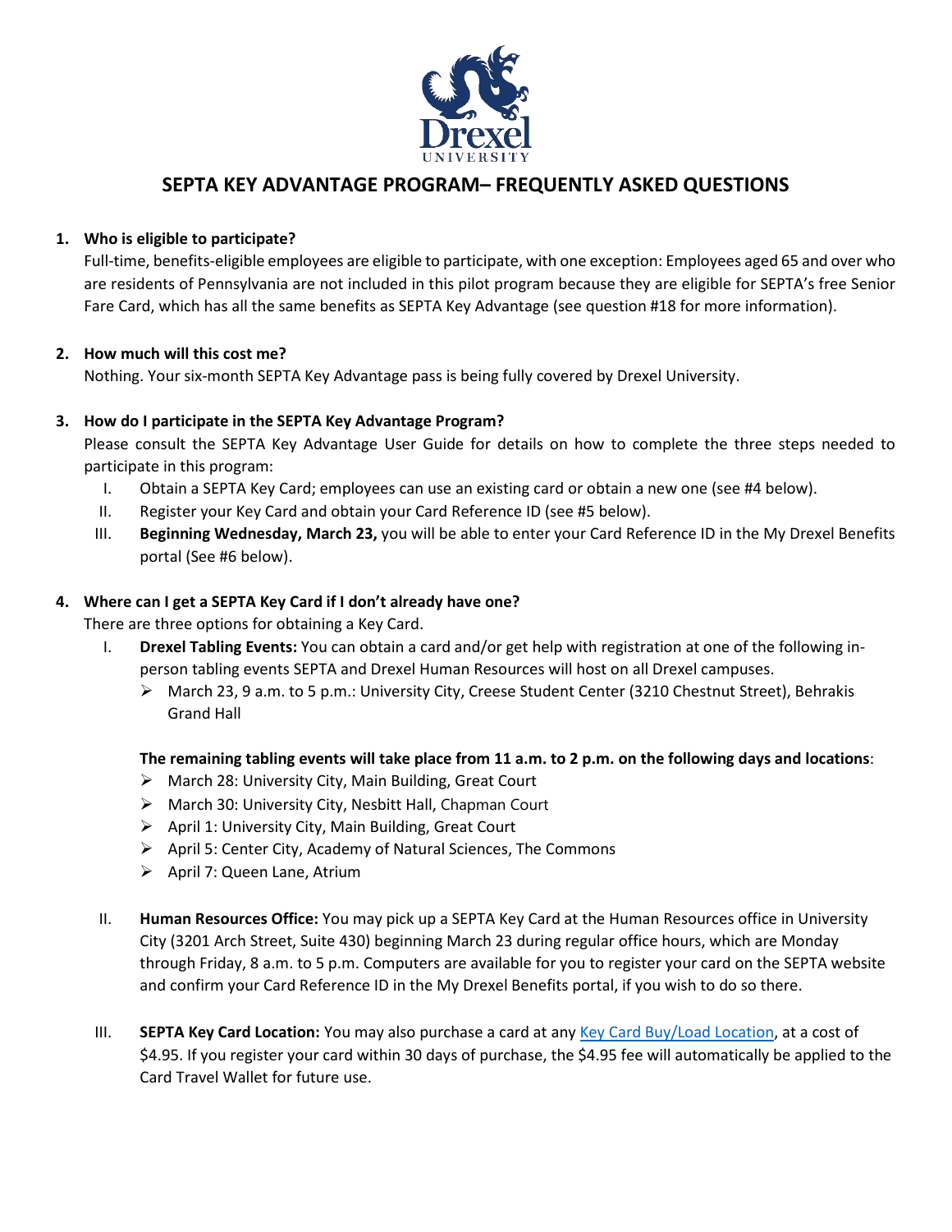# SEPTA KEY ADVANTAGE PROGRAM– FREQUENTLY ASKED QUESTIONS

1. **Who is eligible to participate?**

   Full-time, benefits-eligible employees are eligible to participate, with one exception: Employees aged 65 and over who are residents of Pennsylvania are not included in this pilot program because they are eligible for SEPTA's free Senior Fare Card, which has all the same benefits as SEPTA Key Advantage (see question #18 for more information).

2. **How much will this cost me?**

   Nothing. Your six-month SEPTA Key Advantage pass is being fully covered by Drexel University.

3. **How do I participate in the SEPTA Key Advantage Program?**

   Please consult the SEPTA Key Advantage User Guide for details on how to complete the three steps needed to participate in this program:

   I. Obtain a SEPTA Key Card; employees can use an existing card or obtain a new one (see #4 below).
   
   II. Register your Key Card and obtain your Card Reference ID (see #5 below).
   
   III. **Beginning Wednesday, March 23,** you will be able to enter your Card Reference ID in the My Drexel Benefits portal (See #6 below).

4. **Where can I get a SEPTA Key Card if I don't already have one?**

   There are three options for obtaining a Key Card.

   I. **Drexel Tabling Events:** You can obtain a card and/or get help with registration at one of the following in-person tabling events SEPTA and Drexel Human Resources will host on all Drexel campuses.
   - March 23, 9 a.m. to 5 p.m.: University City, Creese Student Center (3210 Chestnut Street), Behrakis Grand Hall

   **The remaining tabling events will take place from 11 a.m. to 2 p.m. on the following days and locations**:
   - March 28: University City, Main Building, Great Court
   - March 30: University City, Nesbitt Hall, Chapman Court
   - April 1: University City, Main Building, Great Court
   - April 5: Center City, Academy of Natural Sciences, The Commons
   - April 7: Queen Lane, Atrium

   II. **Human Resources Office:** You may pick up a SEPTA Key Card at the Human Resources office in University City (3201 Arch Street, Suite 430) beginning March 23 during regular office hours, which are Monday through Friday, 8 a.m. to 5 p.m. Computers are available for you to register your card on the SEPTA website and confirm your Card Reference ID in the My Drexel Benefits portal, if you wish to do so there.

   III. **SEPTA Key Card Location:** You may also purchase a card at any Key Card Buy/Load Location, at a cost of $4.95. If you register your card within 30 days of purchase, the $4.95 fee will automatically be applied to the Card Travel Wallet for future use.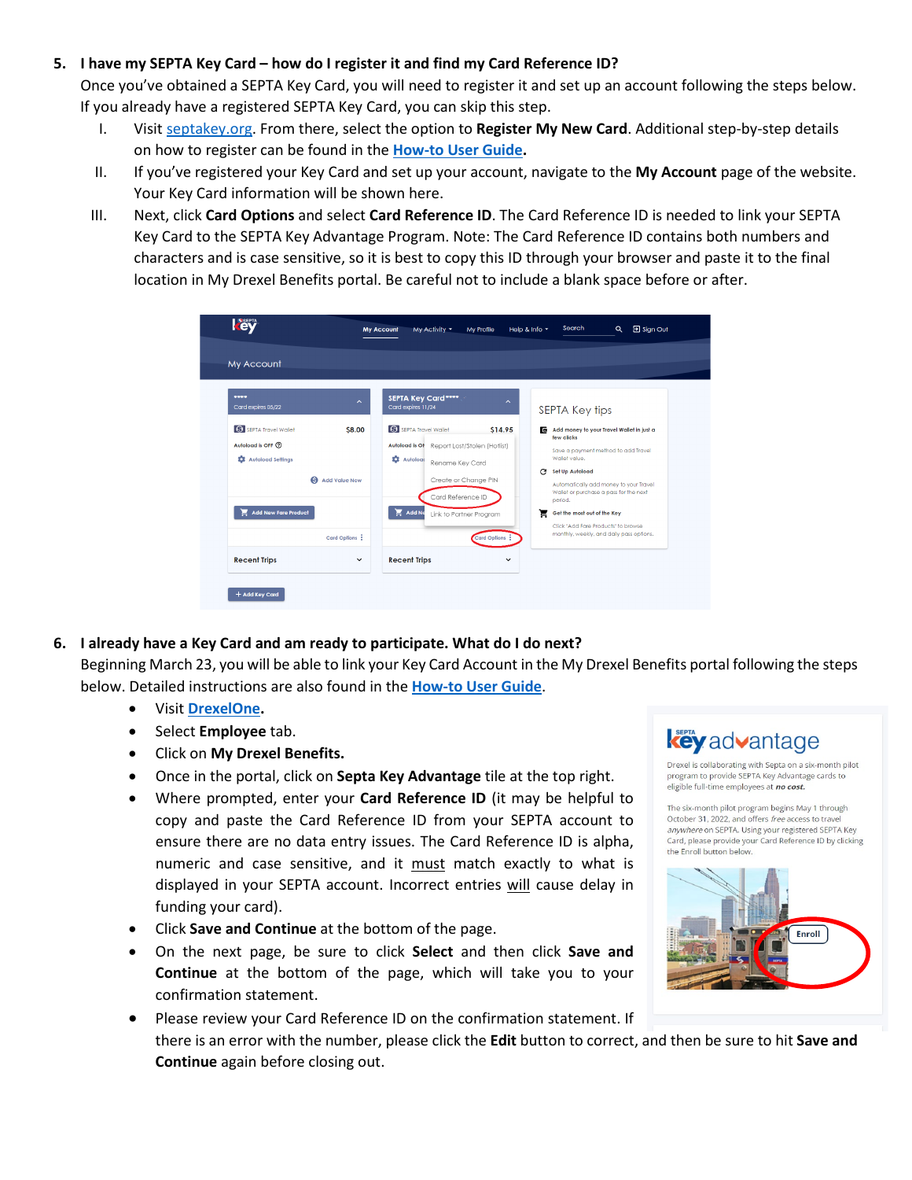5. **I have my SEPTA Key Card – how do I register it and find my Card Reference ID?**
   Once you've obtained a SEPTA Key Card, you will need to register it and set up an account following the steps below. If you already have a registered SEPTA Key Card, you can skip this step.

   I. Visit septakey.org. From there, select the option to **Register My New Card**. Additional step-by-step details on how to register can be found in the **How-to User Guide**.

   II. If you've registered your Key Card and set up your account, navigate to the **My Account** page of the website. Your Key Card information will be shown here.

   III. Next, click **Card Options** and select **Card Reference ID**. The Card Reference ID is needed to link your SEPTA Key Card to the SEPTA Key Advantage Program. Note: The Card Reference ID contains both numbers and characters and is case sensitive, so it is best to copy this ID through your browser and paste it to the final location in My Drexel Benefits portal. Be careful not to include a blank space before or after.

6. **I already have a Key Card and am ready to participate. What do I do next?**
   Beginning March 23, you will be able to link your Key Card Account in the My Drexel Benefits portal following the steps below. Detailed instructions are also found in the **How-to User Guide**.

   - Visit **DrexelOne**.
   - Select **Employee** tab.
   - Click on **My Drexel Benefits.**
   - Once in the portal, click on **Septa Key Advantage** tile at the top right.
   - Where prompted, enter your **Card Reference ID** (it may be helpful to copy and paste the Card Reference ID from your SEPTA account to ensure there are no data entry issues. The Card Reference ID is alpha, numeric and case sensitive, and it must match exactly to what is displayed in your SEPTA account. Incorrect entries will cause delay in funding your card).
   - Click **Save and Continue** at the bottom of the page.
   - On the next page, be sure to click **Select** and then click **Save and Continue** at the bottom of the page, which will take you to your confirmation statement.
   - Please review your Card Reference ID on the confirmation statement. If there is an error with the number, please click the **Edit** button to correct, and then be sure to hit **Save and Continue** again before closing out.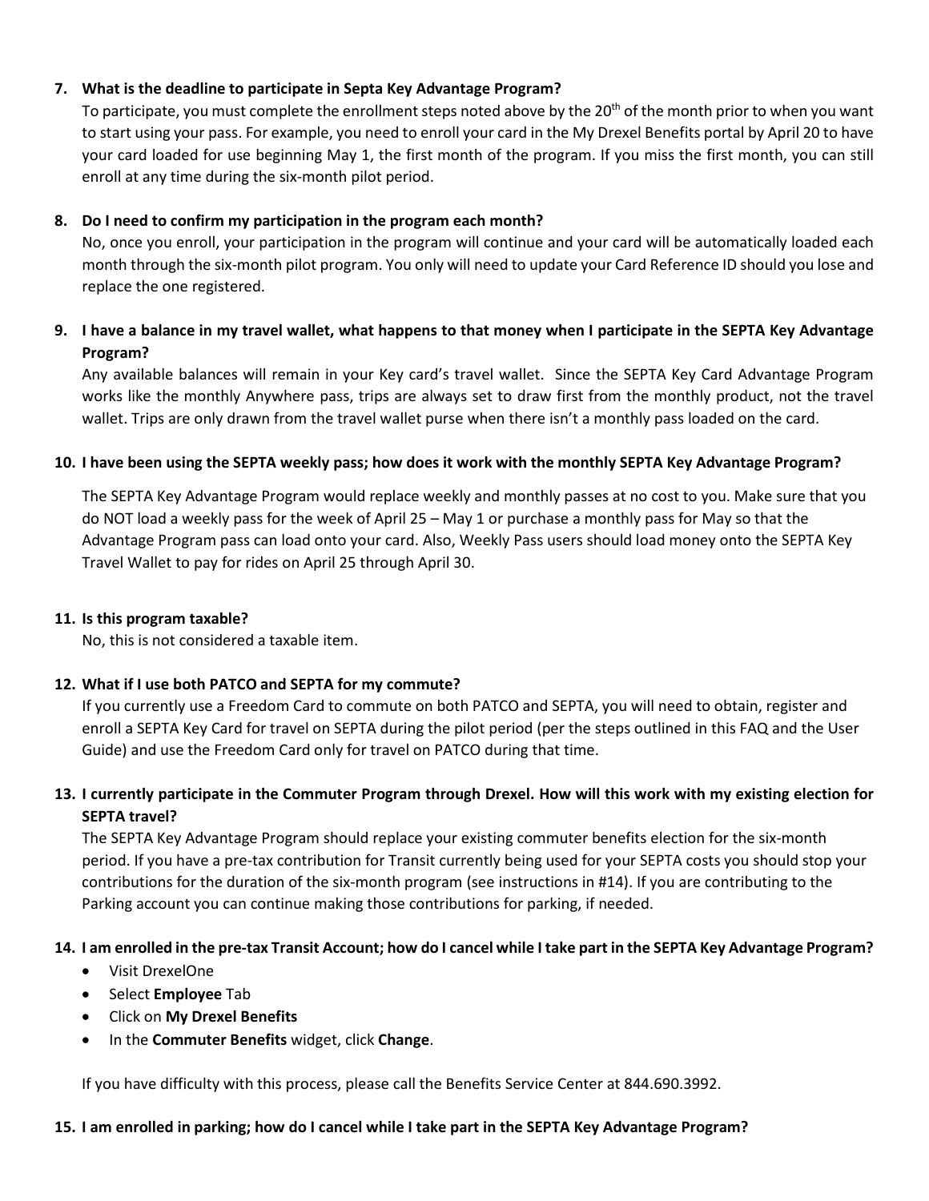7. **What is the deadline to participate in Septa Key Advantage Program?**

   To participate, you must complete the enrollment steps noted above by the 20th of the month prior to when you want to start using your pass. For example, you need to enroll your card in the My Drexel Benefits portal by April 20 to have your card loaded for use beginning May 1, the first month of the program. If you miss the first month, you can still enroll at any time during the six-month pilot period.

8. **Do I need to confirm my participation in the program each month?**

   No, once you enroll, your participation in the program will continue and your card will be automatically loaded each month through the six-month pilot program. You only will need to update your Card Reference ID should you lose and replace the one registered.

9. **I have a balance in my travel wallet, what happens to that money when I participate in the SEPTA Key Advantage Program?**

   Any available balances will remain in your Key card's travel wallet. Since the SEPTA Key Card Advantage Program works like the monthly Anywhere pass, trips are always set to draw first from the monthly product, not the travel wallet. Trips are only drawn from the travel wallet purse when there isn't a monthly pass loaded on the card.

10. **I have been using the SEPTA weekly pass; how does it work with the monthly SEPTA Key Advantage Program?**

    The SEPTA Key Advantage Program would replace weekly and monthly passes at no cost to you. Make sure that you do NOT load a weekly pass for the week of April 25 – May 1 or purchase a monthly pass for May so that the Advantage Program pass can load onto your card. Also, Weekly Pass users should load money onto the SEPTA Key Travel Wallet to pay for rides on April 25 through April 30.

11. **Is this program taxable?**

    No, this is not considered a taxable item.

12. **What if I use both PATCO and SEPTA for my commute?**

    If you currently use a Freedom Card to commute on both PATCO and SEPTA, you will need to obtain, register and enroll a SEPTA Key Card for travel on SEPTA during the pilot period (per the steps outlined in this FAQ and the User Guide) and use the Freedom Card only for travel on PATCO during that time.

13. **I currently participate in the Commuter Program through Drexel. How will this work with my existing election for SEPTA travel?**

    The SEPTA Key Advantage Program should replace your existing commuter benefits election for the six-month period. If you have a pre-tax contribution for Transit currently being used for your SEPTA costs you should stop your contributions for the duration of the six-month program (see instructions in #14). If you are contributing to the Parking account you can continue making those contributions for parking, if needed.

14. **I am enrolled in the pre-tax Transit Account; how do I cancel while I take part in the SEPTA Key Advantage Program?**

    - Visit DrexelOne
    - Select **Employee** Tab
    - Click on **My Drexel Benefits**
    - In the **Commuter Benefits** widget, click **Change**.

    If you have difficulty with this process, please call the Benefits Service Center at 844.690.3992.

15. **I am enrolled in parking; how do I cancel while I take part in the SEPTA Key Advantage Program?**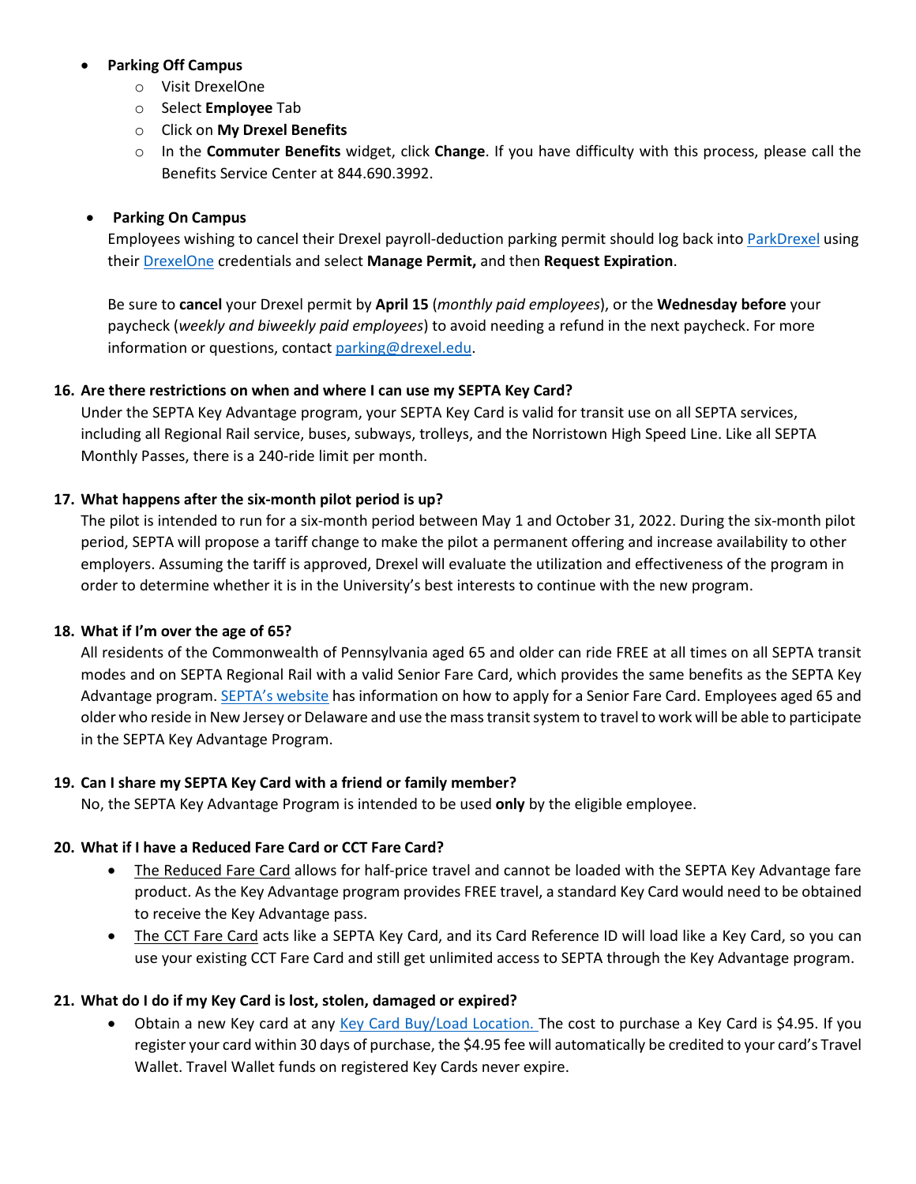- **Parking Off Campus**
    - Visit DrexelOne
    - Select **Employee** Tab
    - Click on **My Drexel Benefits**
    - In the **Commuter Benefits** widget, click **Change**. If you have difficulty with this process, please call the Benefits Service Center at 844.690.3992.

- **Parking On Campus**
  Employees wishing to cancel their Drexel payroll-deduction parking permit should log back into [ParkDrexel]() using their [DrexelOne]() credentials and select **Manage Permit,** and then **Request Expiration**.

  Be sure to **cancel** your Drexel permit by **April 15** (*monthly paid employees*), or the **Wednesday before** your paycheck (*weekly and biweekly paid employees*) to avoid needing a refund in the next paycheck. For more information or questions, contact [parking@drexel.edu]().

**16. Are there restrictions on when and where I can use my SEPTA Key Card?**

Under the SEPTA Key Advantage program, your SEPTA Key Card is valid for transit use on all SEPTA services, including all Regional Rail service, buses, subways, trolleys, and the Norristown High Speed Line. Like all SEPTA Monthly Passes, there is a 240-ride limit per month.

**17. What happens after the six-month pilot period is up?**

The pilot is intended to run for a six-month period between May 1 and October 31, 2022. During the six-month pilot period, SEPTA will propose a tariff change to make the pilot a permanent offering and increase availability to other employers. Assuming the tariff is approved, Drexel will evaluate the utilization and effectiveness of the program in order to determine whether it is in the University's best interests to continue with the new program.

**18. What if I'm over the age of 65?**

All residents of the Commonwealth of Pennsylvania aged 65 and older can ride FREE at all times on all SEPTA transit modes and on SEPTA Regional Rail with a valid Senior Fare Card, which provides the same benefits as the SEPTA Key Advantage program. [SEPTA's website]() has information on how to apply for a Senior Fare Card. Employees aged 65 and older who reside in New Jersey or Delaware and use the mass transit system to travel to work will be able to participate in the SEPTA Key Advantage Program.

**19. Can I share my SEPTA Key Card with a friend or family member?**

No, the SEPTA Key Advantage Program is intended to be used **only** by the eligible employee.

**20. What if I have a Reduced Fare Card or CCT Fare Card?**

- The Reduced Fare Card allows for half-price travel and cannot be loaded with the SEPTA Key Advantage fare product. As the Key Advantage program provides FREE travel, a standard Key Card would need to be obtained to receive the Key Advantage pass.
- The CCT Fare Card acts like a SEPTA Key Card, and its Card Reference ID will load like a Key Card, so you can use your existing CCT Fare Card and still get unlimited access to SEPTA through the Key Advantage program.

**21. What do I do if my Key Card is lost, stolen, damaged or expired?**

- Obtain a new Key card at any [Key Card Buy/Load Location.]() The cost to purchase a Key Card is $4.95. If you register your card within 30 days of purchase, the $4.95 fee will automatically be credited to your card's Travel Wallet. Travel Wallet funds on registered Key Cards never expire.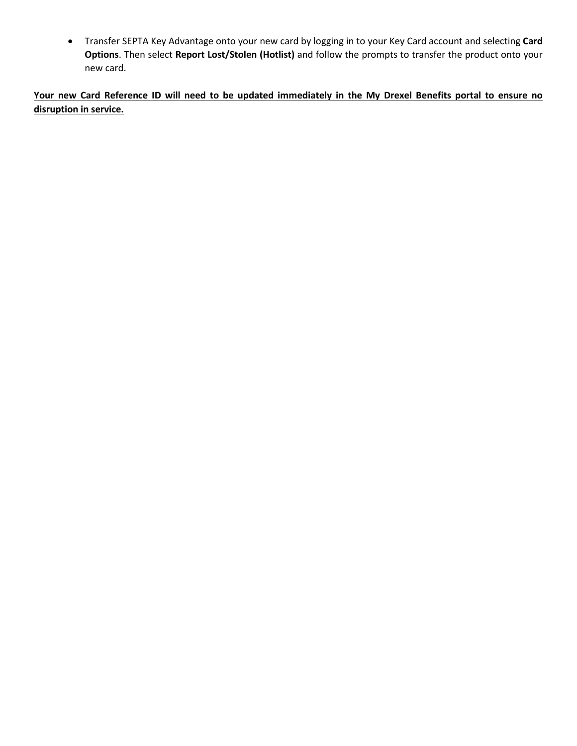- Transfer SEPTA Key Advantage onto your new card by logging in to your Key Card account and selecting **Card Options**. Then select **Report Lost/Stolen (Hotlist)** and follow the prompts to transfer the product onto your new card.

<u>**Your new Card Reference ID will need to be updated immediately in the My Drexel Benefits portal to ensure no disruption in service.**</u>